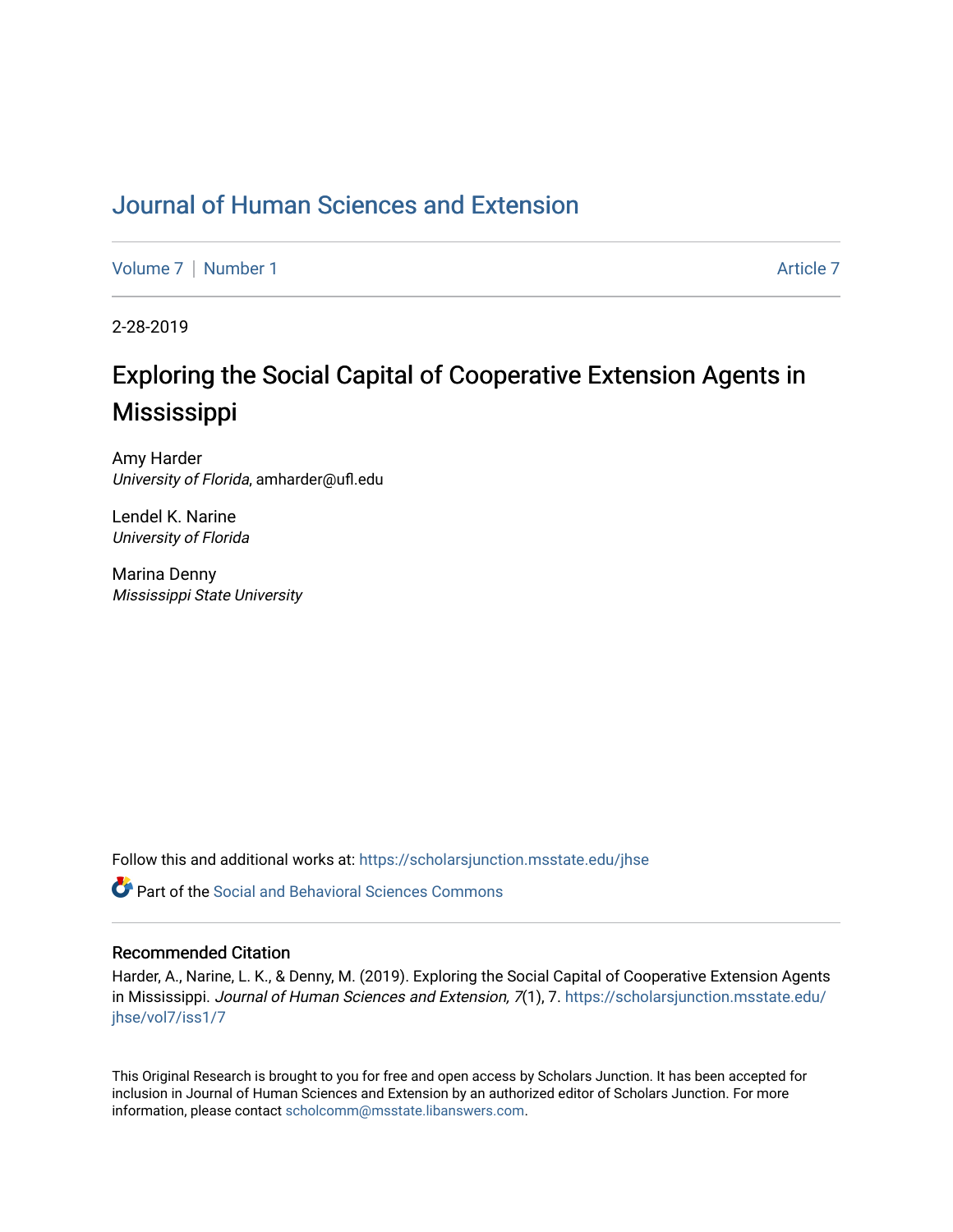# Journal of Human Sciences and Extension

Volume 7 | Number 1 Article 7

2-28-2019

## Exploring the Social Capital of Cooperative Extension Agents in Mississippi

Amy Harder
*University of Florida*, amharder@ufl.edu

Lendel K. Narine
*University of Florida*

Marina Denny
*Mississippi State University*

Follow this and additional works at: https://scholarsjunction.msstate.edu/jhse

Part of the Social and Behavioral Sciences Commons

### Recommended Citation

Harder, A., Narine, L. K., & Denny, M. (2019). Exploring the Social Capital of Cooperative Extension Agents in Mississippi. *Journal of Human Sciences and Extension, 7*(1), 7. https://scholarsjunction.msstate.edu/jhse/vol7/iss1/7

This Original Research is brought to you for free and open access by Scholars Junction. It has been accepted for inclusion in Journal of Human Sciences and Extension by an authorized editor of Scholars Junction. For more information, please contact scholcomm@msstate.libanswers.com.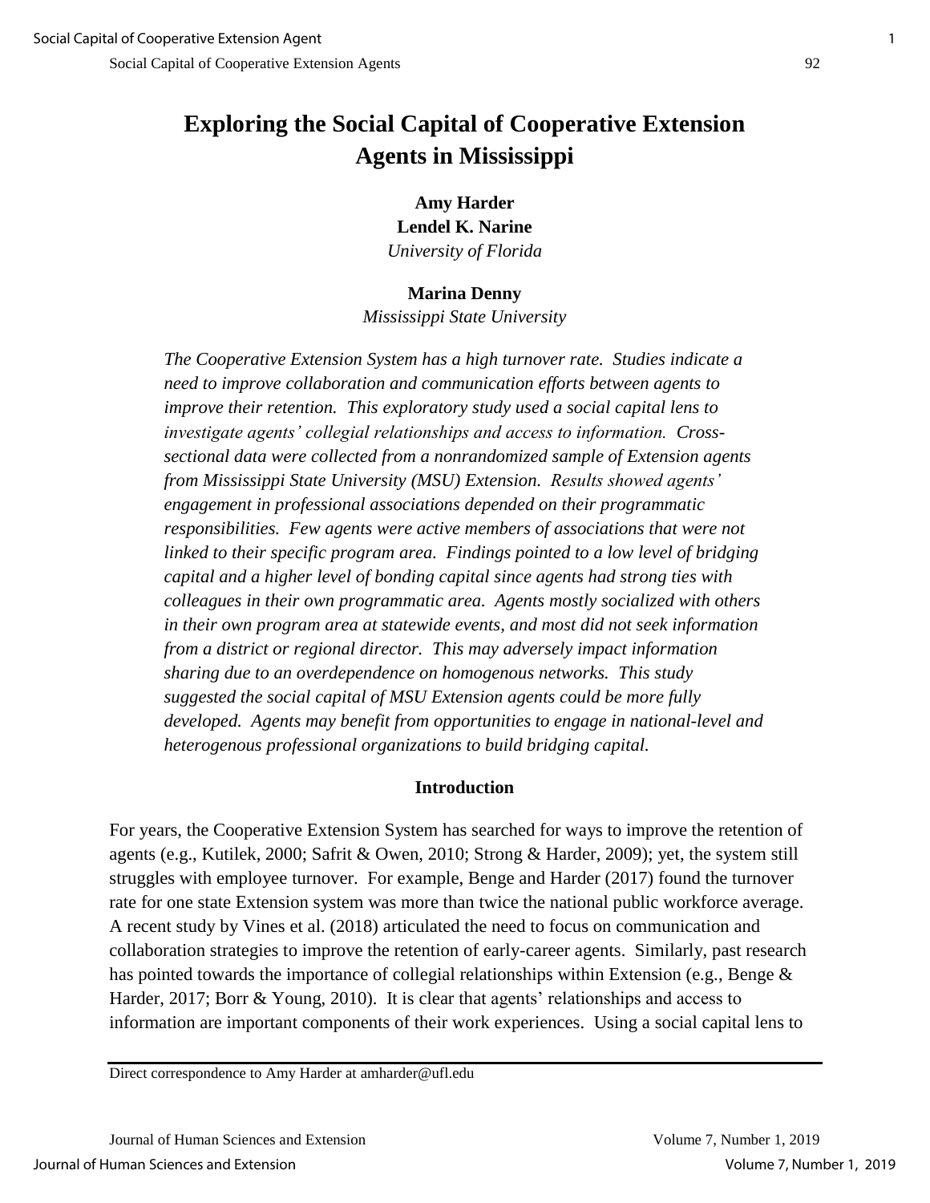# Exploring the Social Capital of Cooperative Extension Agents in Mississippi

**Amy Harder**
**Lendel K. Narine**
*University of Florida*

**Marina Denny**
*Mississippi State University*

*The Cooperative Extension System has a high turnover rate. Studies indicate a need to improve collaboration and communication efforts between agents to improve their retention. This exploratory study used a social capital lens to investigate agents' collegial relationships and access to information. Cross-sectional data were collected from a nonrandomized sample of Extension agents from Mississippi State University (MSU) Extension. Results showed agents' engagement in professional associations depended on their programmatic responsibilities. Few agents were active members of associations that were not linked to their specific program area. Findings pointed to a low level of bridging capital and a higher level of bonding capital since agents had strong ties with colleagues in their own programmatic area. Agents mostly socialized with others in their own program area at statewide events, and most did not seek information from a district or regional director. This may adversely impact information sharing due to an overdependence on homogenous networks. This study suggested the social capital of MSU Extension agents could be more fully developed. Agents may benefit from opportunities to engage in national-level and heterogenous professional organizations to build bridging capital.*

## Introduction

For years, the Cooperative Extension System has searched for ways to improve the retention of agents (e.g., Kutilek, 2000; Safrit & Owen, 2010; Strong & Harder, 2009); yet, the system still struggles with employee turnover. For example, Benge and Harder (2017) found the turnover rate for one state Extension system was more than twice the national public workforce average. A recent study by Vines et al. (2018) articulated the need to focus on communication and collaboration strategies to improve the retention of early-career agents. Similarly, past research has pointed towards the importance of collegial relationships within Extension (e.g., Benge & Harder, 2017; Borr & Young, 2010). It is clear that agents' relationships and access to information are important components of their work experiences. Using a social capital lens to

Direct correspondence to Amy Harder at amharder@ufl.edu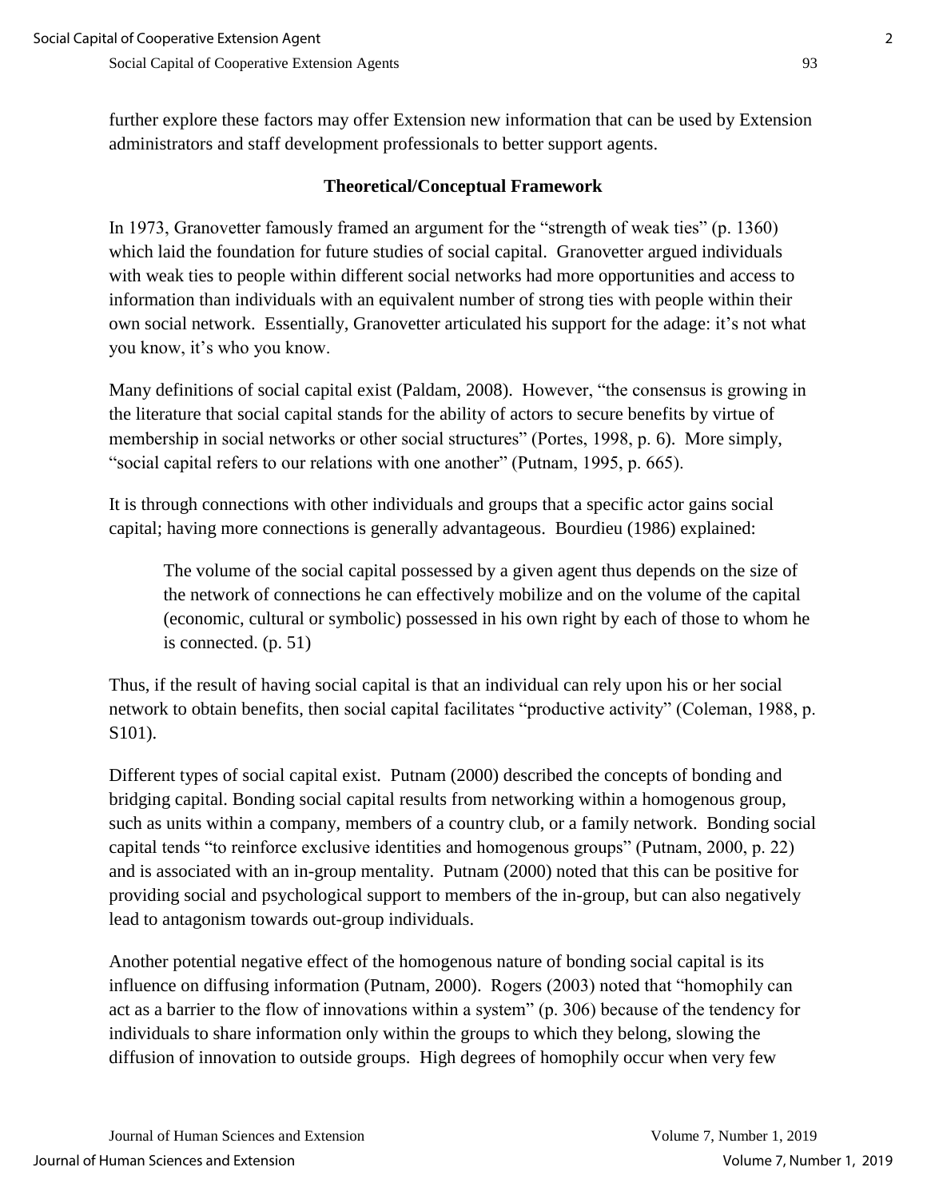further explore these factors may offer Extension new information that can be used by Extension administrators and staff development professionals to better support agents.

## Theoretical/Conceptual Framework

In 1973, Granovetter famously framed an argument for the "strength of weak ties" (p. 1360) which laid the foundation for future studies of social capital. Granovetter argued individuals with weak ties to people within different social networks had more opportunities and access to information than individuals with an equivalent number of strong ties with people within their own social network. Essentially, Granovetter articulated his support for the adage: it's not what you know, it's who you know.

Many definitions of social capital exist (Paldam, 2008). However, "the consensus is growing in the literature that social capital stands for the ability of actors to secure benefits by virtue of membership in social networks or other social structures" (Portes, 1998, p. 6). More simply, "social capital refers to our relations with one another" (Putnam, 1995, p. 665).

It is through connections with other individuals and groups that a specific actor gains social capital; having more connections is generally advantageous. Bourdieu (1986) explained:

> The volume of the social capital possessed by a given agent thus depends on the size of the network of connections he can effectively mobilize and on the volume of the capital (economic, cultural or symbolic) possessed in his own right by each of those to whom he is connected. (p. 51)

Thus, if the result of having social capital is that an individual can rely upon his or her social network to obtain benefits, then social capital facilitates "productive activity" (Coleman, 1988, p. S101).

Different types of social capital exist. Putnam (2000) described the concepts of bonding and bridging capital. Bonding social capital results from networking within a homogenous group, such as units within a company, members of a country club, or a family network. Bonding social capital tends "to reinforce exclusive identities and homogenous groups" (Putnam, 2000, p. 22) and is associated with an in-group mentality. Putnam (2000) noted that this can be positive for providing social and psychological support to members of the in-group, but can also negatively lead to antagonism towards out-group individuals.

Another potential negative effect of the homogenous nature of bonding social capital is its influence on diffusing information (Putnam, 2000). Rogers (2003) noted that "homophily can act as a barrier to the flow of innovations within a system" (p. 306) because of the tendency for individuals to share information only within the groups to which they belong, slowing the diffusion of innovation to outside groups. High degrees of homophily occur when very few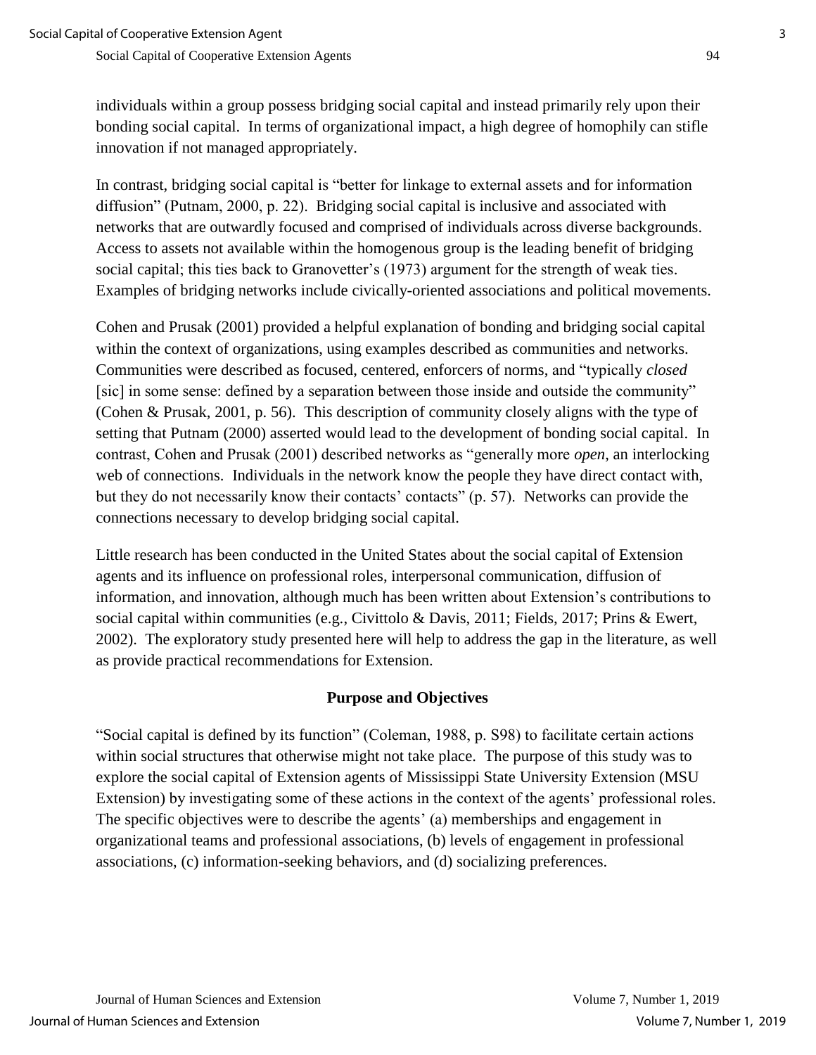individuals within a group possess bridging social capital and instead primarily rely upon their bonding social capital. In terms of organizational impact, a high degree of homophily can stifle innovation if not managed appropriately.

In contrast, bridging social capital is "better for linkage to external assets and for information diffusion" (Putnam, 2000, p. 22). Bridging social capital is inclusive and associated with networks that are outwardly focused and comprised of individuals across diverse backgrounds. Access to assets not available within the homogenous group is the leading benefit of bridging social capital; this ties back to Granovetter's (1973) argument for the strength of weak ties. Examples of bridging networks include civically-oriented associations and political movements.

Cohen and Prusak (2001) provided a helpful explanation of bonding and bridging social capital within the context of organizations, using examples described as communities and networks. Communities were described as focused, centered, enforcers of norms, and "typically *closed* [sic] in some sense: defined by a separation between those inside and outside the community" (Cohen & Prusak, 2001, p. 56). This description of community closely aligns with the type of setting that Putnam (2000) asserted would lead to the development of bonding social capital. In contrast, Cohen and Prusak (2001) described networks as "generally more *open*, an interlocking web of connections. Individuals in the network know the people they have direct contact with, but they do not necessarily know their contacts' contacts" (p. 57). Networks can provide the connections necessary to develop bridging social capital.

Little research has been conducted in the United States about the social capital of Extension agents and its influence on professional roles, interpersonal communication, diffusion of information, and innovation, although much has been written about Extension's contributions to social capital within communities (e.g., Civittolo & Davis, 2011; Fields, 2017; Prins & Ewert, 2002). The exploratory study presented here will help to address the gap in the literature, as well as provide practical recommendations for Extension.

## Purpose and Objectives

"Social capital is defined by its function" (Coleman, 1988, p. S98) to facilitate certain actions within social structures that otherwise might not take place. The purpose of this study was to explore the social capital of Extension agents of Mississippi State University Extension (MSU Extension) by investigating some of these actions in the context of the agents' professional roles. The specific objectives were to describe the agents' (a) memberships and engagement in organizational teams and professional associations, (b) levels of engagement in professional associations, (c) information-seeking behaviors, and (d) socializing preferences.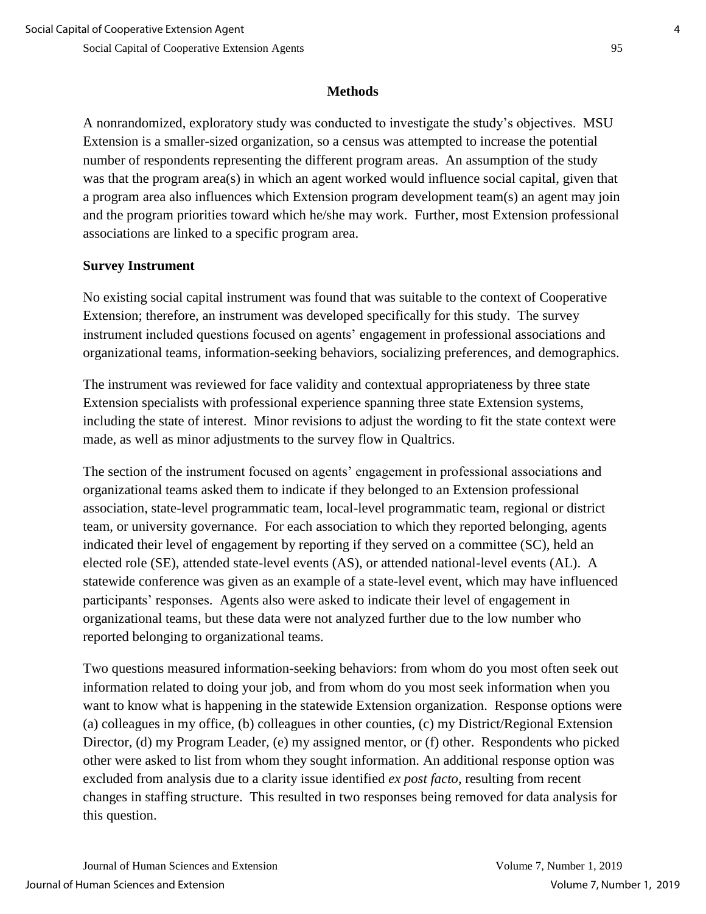## Methods

A nonrandomized, exploratory study was conducted to investigate the study's objectives. MSU Extension is a smaller-sized organization, so a census was attempted to increase the potential number of respondents representing the different program areas. An assumption of the study was that the program area(s) in which an agent worked would influence social capital, given that a program area also influences which Extension program development team(s) an agent may join and the program priorities toward which he/she may work. Further, most Extension professional associations are linked to a specific program area.

### Survey Instrument

No existing social capital instrument was found that was suitable to the context of Cooperative Extension; therefore, an instrument was developed specifically for this study. The survey instrument included questions focused on agents' engagement in professional associations and organizational teams, information-seeking behaviors, socializing preferences, and demographics.

The instrument was reviewed for face validity and contextual appropriateness by three state Extension specialists with professional experience spanning three state Extension systems, including the state of interest. Minor revisions to adjust the wording to fit the state context were made, as well as minor adjustments to the survey flow in Qualtrics.

The section of the instrument focused on agents' engagement in professional associations and organizational teams asked them to indicate if they belonged to an Extension professional association, state-level programmatic team, local-level programmatic team, regional or district team, or university governance. For each association to which they reported belonging, agents indicated their level of engagement by reporting if they served on a committee (SC), held an elected role (SE), attended state-level events (AS), or attended national-level events (AL). A statewide conference was given as an example of a state-level event, which may have influenced participants' responses. Agents also were asked to indicate their level of engagement in organizational teams, but these data were not analyzed further due to the low number who reported belonging to organizational teams.

Two questions measured information-seeking behaviors: from whom do you most often seek out information related to doing your job, and from whom do you most seek information when you want to know what is happening in the statewide Extension organization. Response options were (a) colleagues in my office, (b) colleagues in other counties, (c) my District/Regional Extension Director, (d) my Program Leader, (e) my assigned mentor, or (f) other. Respondents who picked other were asked to list from whom they sought information. An additional response option was excluded from analysis due to a clarity issue identified *ex post facto*, resulting from recent changes in staffing structure. This resulted in two responses being removed for data analysis for this question.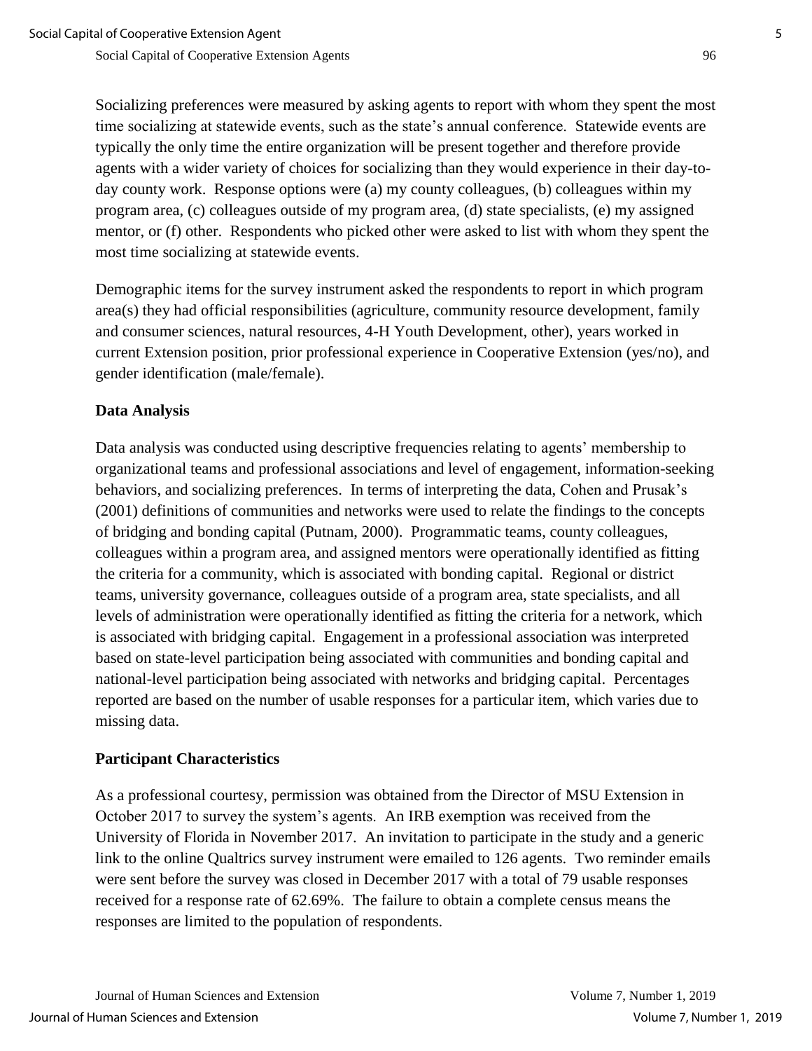Socializing preferences were measured by asking agents to report with whom they spent the most time socializing at statewide events, such as the state's annual conference. Statewide events are typically the only time the entire organization will be present together and therefore provide agents with a wider variety of choices for socializing than they would experience in their day-to-day county work. Response options were (a) my county colleagues, (b) colleagues within my program area, (c) colleagues outside of my program area, (d) state specialists, (e) my assigned mentor, or (f) other. Respondents who picked other were asked to list with whom they spent the most time socializing at statewide events.

Demographic items for the survey instrument asked the respondents to report in which program area(s) they had official responsibilities (agriculture, community resource development, family and consumer sciences, natural resources, 4-H Youth Development, other), years worked in current Extension position, prior professional experience in Cooperative Extension (yes/no), and gender identification (male/female).

## Data Analysis

Data analysis was conducted using descriptive frequencies relating to agents' membership to organizational teams and professional associations and level of engagement, information-seeking behaviors, and socializing preferences. In terms of interpreting the data, Cohen and Prusak's (2001) definitions of communities and networks were used to relate the findings to the concepts of bridging and bonding capital (Putnam, 2000). Programmatic teams, county colleagues, colleagues within a program area, and assigned mentors were operationally identified as fitting the criteria for a community, which is associated with bonding capital. Regional or district teams, university governance, colleagues outside of a program area, state specialists, and all levels of administration were operationally identified as fitting the criteria for a network, which is associated with bridging capital. Engagement in a professional association was interpreted based on state-level participation being associated with communities and bonding capital and national-level participation being associated with networks and bridging capital. Percentages reported are based on the number of usable responses for a particular item, which varies due to missing data.

## Participant Characteristics

As a professional courtesy, permission was obtained from the Director of MSU Extension in October 2017 to survey the system's agents. An IRB exemption was received from the University of Florida in November 2017. An invitation to participate in the study and a generic link to the online Qualtrics survey instrument were emailed to 126 agents. Two reminder emails were sent before the survey was closed in December 2017 with a total of 79 usable responses received for a response rate of 62.69%. The failure to obtain a complete census means the responses are limited to the population of respondents.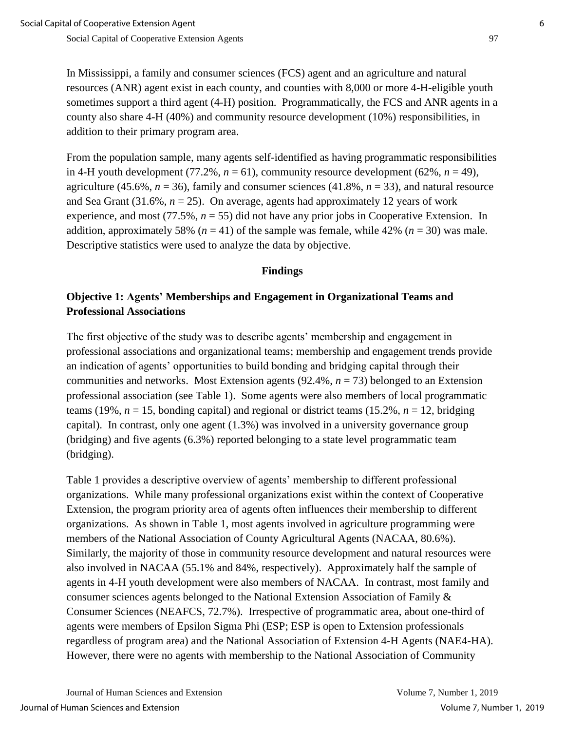In Mississippi, a family and consumer sciences (FCS) agent and an agriculture and natural resources (ANR) agent exist in each county, and counties with 8,000 or more 4-H-eligible youth sometimes support a third agent (4-H) position. Programmatically, the FCS and ANR agents in a county also share 4-H (40%) and community resource development (10%) responsibilities, in addition to their primary program area.

From the population sample, many agents self-identified as having programmatic responsibilities in 4-H youth development (77.2%, *n* = 61), community resource development (62%, *n* = 49), agriculture (45.6%, *n* = 36), family and consumer sciences (41.8%, *n* = 33), and natural resource and Sea Grant (31.6%, *n* = 25). On average, agents had approximately 12 years of work experience, and most (77.5%, *n* = 55) did not have any prior jobs in Cooperative Extension. In addition, approximately 58% (*n* = 41) of the sample was female, while 42% (*n* = 30) was male. Descriptive statistics were used to analyze the data by objective.

## Findings

### Objective 1: Agents' Memberships and Engagement in Organizational Teams and Professional Associations

The first objective of the study was to describe agents' membership and engagement in professional associations and organizational teams; membership and engagement trends provide an indication of agents' opportunities to build bonding and bridging capital through their communities and networks. Most Extension agents (92.4%, *n* = 73) belonged to an Extension professional association (see Table 1). Some agents were also members of local programmatic teams (19%, *n* = 15, bonding capital) and regional or district teams (15.2%, *n* = 12, bridging capital). In contrast, only one agent (1.3%) was involved in a university governance group (bridging) and five agents (6.3%) reported belonging to a state level programmatic team (bridging).

Table 1 provides a descriptive overview of agents' membership to different professional organizations. While many professional organizations exist within the context of Cooperative Extension, the program priority area of agents often influences their membership to different organizations. As shown in Table 1, most agents involved in agriculture programming were members of the National Association of County Agricultural Agents (NACAA, 80.6%). Similarly, the majority of those in community resource development and natural resources were also involved in NACAA (55.1% and 84%, respectively). Approximately half the sample of agents in 4-H youth development were also members of NACAA. In contrast, most family and consumer sciences agents belonged to the National Extension Association of Family & Consumer Sciences (NEAFCS, 72.7%). Irrespective of programmatic area, about one-third of agents were members of Epsilon Sigma Phi (ESP; ESP is open to Extension professionals regardless of program area) and the National Association of Extension 4-H Agents (NAE4-HA). However, there were no agents with membership to the National Association of Community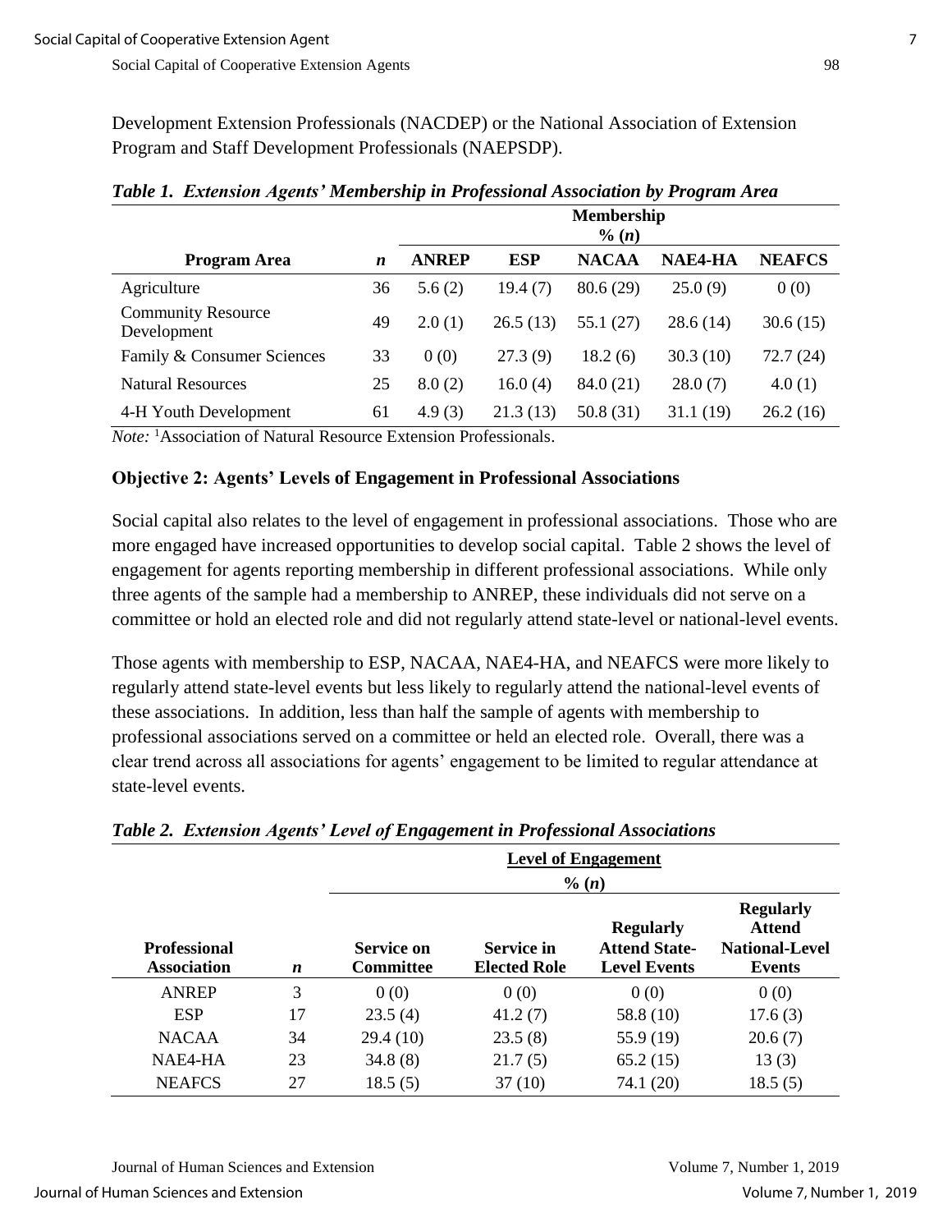Development Extension Professionals (NACDEP) or the National Association of Extension Program and Staff Development Professionals (NAEPSDP).

***Table 1. Extension Agents' Membership in Professional Association by Program Area***

| | | Membership % (*n*) | | | | |
|---|---|---|---|---|---|---|
| **Program Area** | ***n*** | **ANREP** | **ESP** | **NACAA** | **NAE4-HA** | **NEAFCS** |
| Agriculture | 36 | 5.6 (2) | 19.4 (7) | 80.6 (29) | 25.0 (9) | 0 (0) |
| Community Resource Development | 49 | 2.0 (1) | 26.5 (13) | 55.1 (27) | 28.6 (14) | 30.6 (15) |
| Family & Consumer Sciences | 33 | 0 (0) | 27.3 (9) | 18.2 (6) | 30.3 (10) | 72.7 (24) |
| Natural Resources | 25 | 8.0 (2) | 16.0 (4) | 84.0 (21) | 28.0 (7) | 4.0 (1) |
| 4-H Youth Development | 61 | 4.9 (3) | 21.3 (13) | 50.8 (31) | 31.1 (19) | 26.2 (16) |

*Note:* [1]Association of Natural Resource Extension Professionals.

### Objective 2: Agents' Levels of Engagement in Professional Associations

Social capital also relates to the level of engagement in professional associations. Those who are more engaged have increased opportunities to develop social capital. Table 2 shows the level of engagement for agents reporting membership in different professional associations. While only three agents of the sample had a membership to ANREP, these individuals did not serve on a committee or hold an elected role and did not regularly attend state-level or national-level events.

Those agents with membership to ESP, NACAA, NAE4-HA, and NEAFCS were more likely to regularly attend state-level events but less likely to regularly attend the national-level events of these associations. In addition, less than half the sample of agents with membership to professional associations served on a committee or held an elected role. Overall, there was a clear trend across all associations for agents' engagement to be limited to regular attendance at state-level events.

***Table 2. Extension Agents' Level of Engagement in Professional Associations***

| | | Level of Engagement % (*n*) | | | |
|---|---|---|---|---|---|
| **Professional Association** | ***n*** | **Service on Committee** | **Service in Elected Role** | **Regularly Attend State-Level Events** | **Regularly Attend National-Level Events** |
| ANREP | 3 | 0 (0) | 0 (0) | 0 (0) | 0 (0) |
| ESP | 17 | 23.5 (4) | 41.2 (7) | 58.8 (10) | 17.6 (3) |
| NACAA | 34 | 29.4 (10) | 23.5 (8) | 55.9 (19) | 20.6 (7) |
| NAE4-HA | 23 | 34.8 (8) | 21.7 (5) | 65.2 (15) | 13 (3) |
| NEAFCS | 27 | 18.5 (5) | 37 (10) | 74.1 (20) | 18.5 (5) |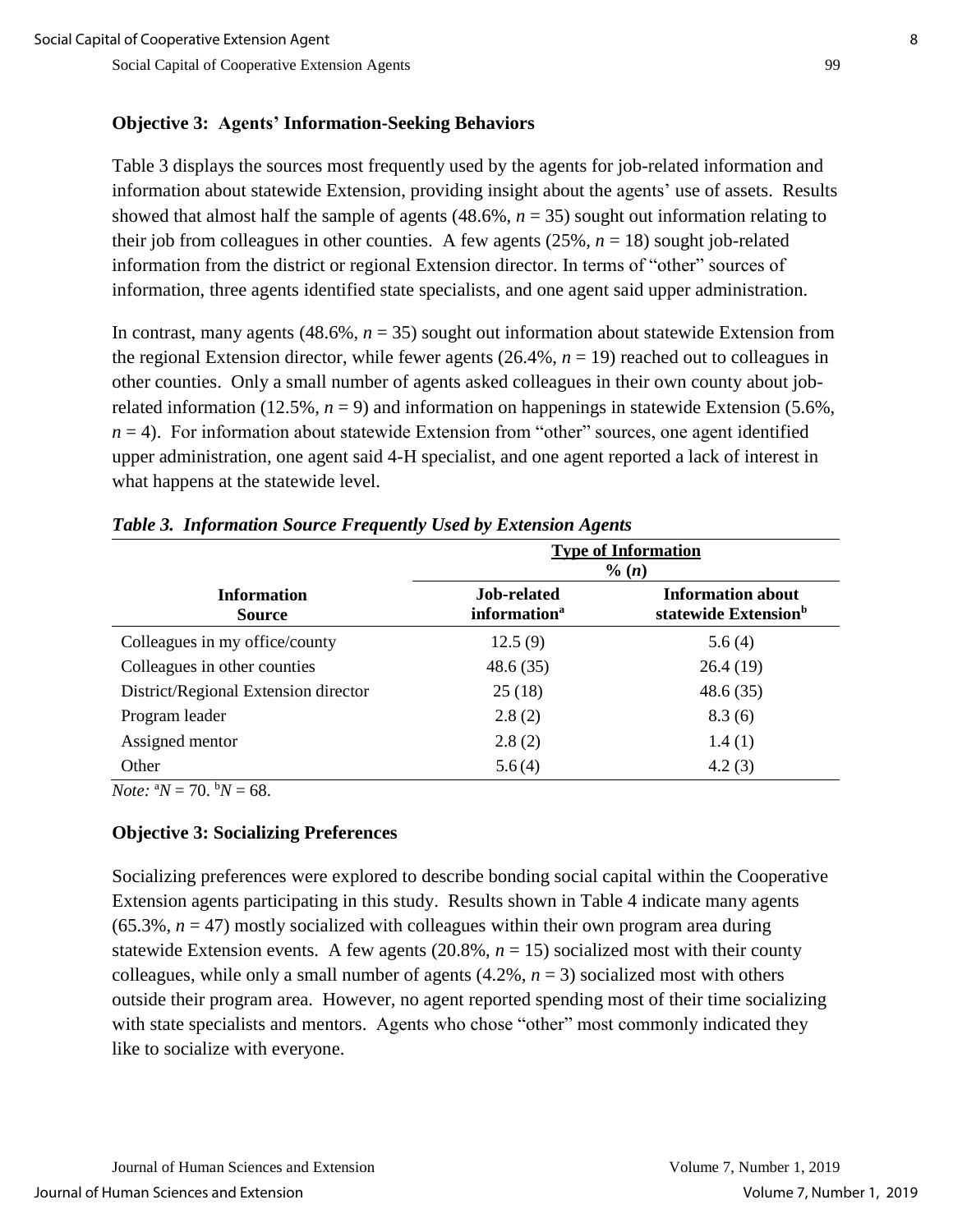### Objective 3: Agents' Information-Seeking Behaviors

Table 3 displays the sources most frequently used by the agents for job-related information and information about statewide Extension, providing insight about the agents' use of assets. Results showed that almost half the sample of agents (48.6%, $n$ = 35) sought out information relating to their job from colleagues in other counties. A few agents (25%, $n$ = 18) sought job-related information from the district or regional Extension director. In terms of "other" sources of information, three agents identified state specialists, and one agent said upper administration.

In contrast, many agents (48.6%, $n$ = 35) sought out information about statewide Extension from the regional Extension director, while fewer agents (26.4%, $n$ = 19) reached out to colleagues in other counties. Only a small number of agents asked colleagues in their own county about job-related information (12.5%, $n$ = 9) and information on happenings in statewide Extension (5.6%, $n$ = 4). For information about statewide Extension from "other" sources, one agent identified upper administration, one agent said 4-H specialist, and one agent reported a lack of interest in what happens at the statewide level.

***Table 3. Information Source Frequently Used by Extension Agents***

| | **Type of Information** % ($n$) | |
|---|---|---|
| **Information Source** | **Job-related information**[a] | **Information about statewide Extension**[b] |
| Colleagues in my office/county | 12.5 (9) | 5.6 (4) |
| Colleagues in other counties | 48.6 (35) | 26.4 (19) |
| District/Regional Extension director | 25 (18) | 48.6 (35) |
| Program leader | 2.8 (2) | 8.3 (6) |
| Assigned mentor | 2.8 (2) | 1.4 (1) |
| Other | 5.6 (4) | 4.2 (3) |

*Note:* [a]$N$ = 70. [b]$N$ = 68.

### Objective 3: Socializing Preferences

Socializing preferences were explored to describe bonding social capital within the Cooperative Extension agents participating in this study. Results shown in Table 4 indicate many agents (65.3%, $n$ = 47) mostly socialized with colleagues within their own program area during statewide Extension events. A few agents (20.8%, $n$ = 15) socialized most with their county colleagues, while only a small number of agents (4.2%, $n$ = 3) socialized most with others outside their program area. However, no agent reported spending most of their time socializing with state specialists and mentors. Agents who chose "other" most commonly indicated they like to socialize with everyone.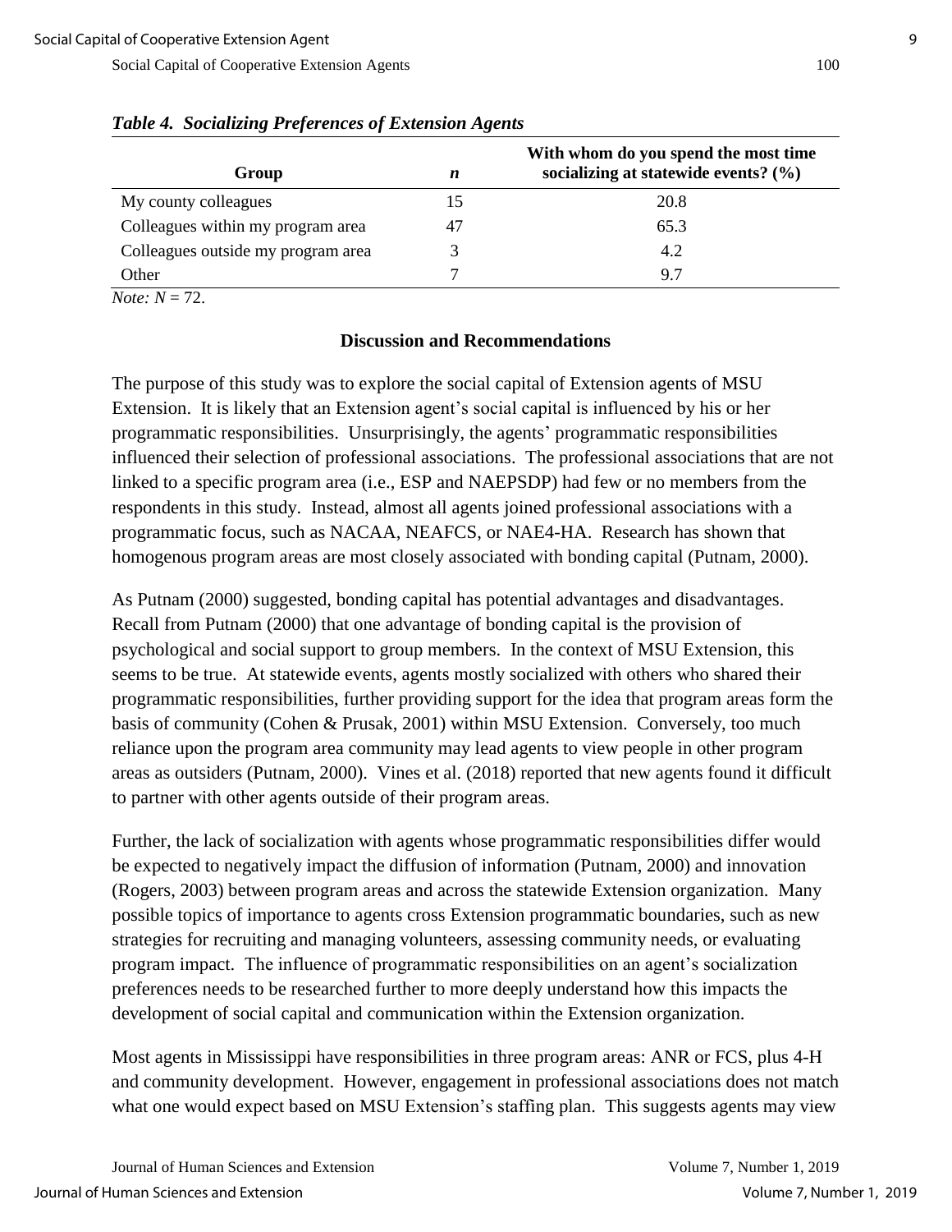*Table 4. Socializing Preferences of Extension Agents*

| Group | *n* | With whom do you spend the most time socializing at statewide events? (%) |
|---|---|---|
| My county colleagues | 15 | 20.8 |
| Colleagues within my program area | 47 | 65.3 |
| Colleagues outside my program area | 3 | 4.2 |
| Other | 7 | 9.7 |

*Note: N* = 72.

## Discussion and Recommendations

The purpose of this study was to explore the social capital of Extension agents of MSU Extension. It is likely that an Extension agent's social capital is influenced by his or her programmatic responsibilities. Unsurprisingly, the agents' programmatic responsibilities influenced their selection of professional associations. The professional associations that are not linked to a specific program area (i.e., ESP and NAEPSDP) had few or no members from the respondents in this study. Instead, almost all agents joined professional associations with a programmatic focus, such as NACAA, NEAFCS, or NAE4-HA. Research has shown that homogenous program areas are most closely associated with bonding capital (Putnam, 2000).

As Putnam (2000) suggested, bonding capital has potential advantages and disadvantages. Recall from Putnam (2000) that one advantage of bonding capital is the provision of psychological and social support to group members. In the context of MSU Extension, this seems to be true. At statewide events, agents mostly socialized with others who shared their programmatic responsibilities, further providing support for the idea that program areas form the basis of community (Cohen & Prusak, 2001) within MSU Extension. Conversely, too much reliance upon the program area community may lead agents to view people in other program areas as outsiders (Putnam, 2000). Vines et al. (2018) reported that new agents found it difficult to partner with other agents outside of their program areas.

Further, the lack of socialization with agents whose programmatic responsibilities differ would be expected to negatively impact the diffusion of information (Putnam, 2000) and innovation (Rogers, 2003) between program areas and across the statewide Extension organization. Many possible topics of importance to agents cross Extension programmatic boundaries, such as new strategies for recruiting and managing volunteers, assessing community needs, or evaluating program impact. The influence of programmatic responsibilities on an agent's socialization preferences needs to be researched further to more deeply understand how this impacts the development of social capital and communication within the Extension organization.

Most agents in Mississippi have responsibilities in three program areas: ANR or FCS, plus 4-H and community development. However, engagement in professional associations does not match what one would expect based on MSU Extension's staffing plan. This suggests agents may view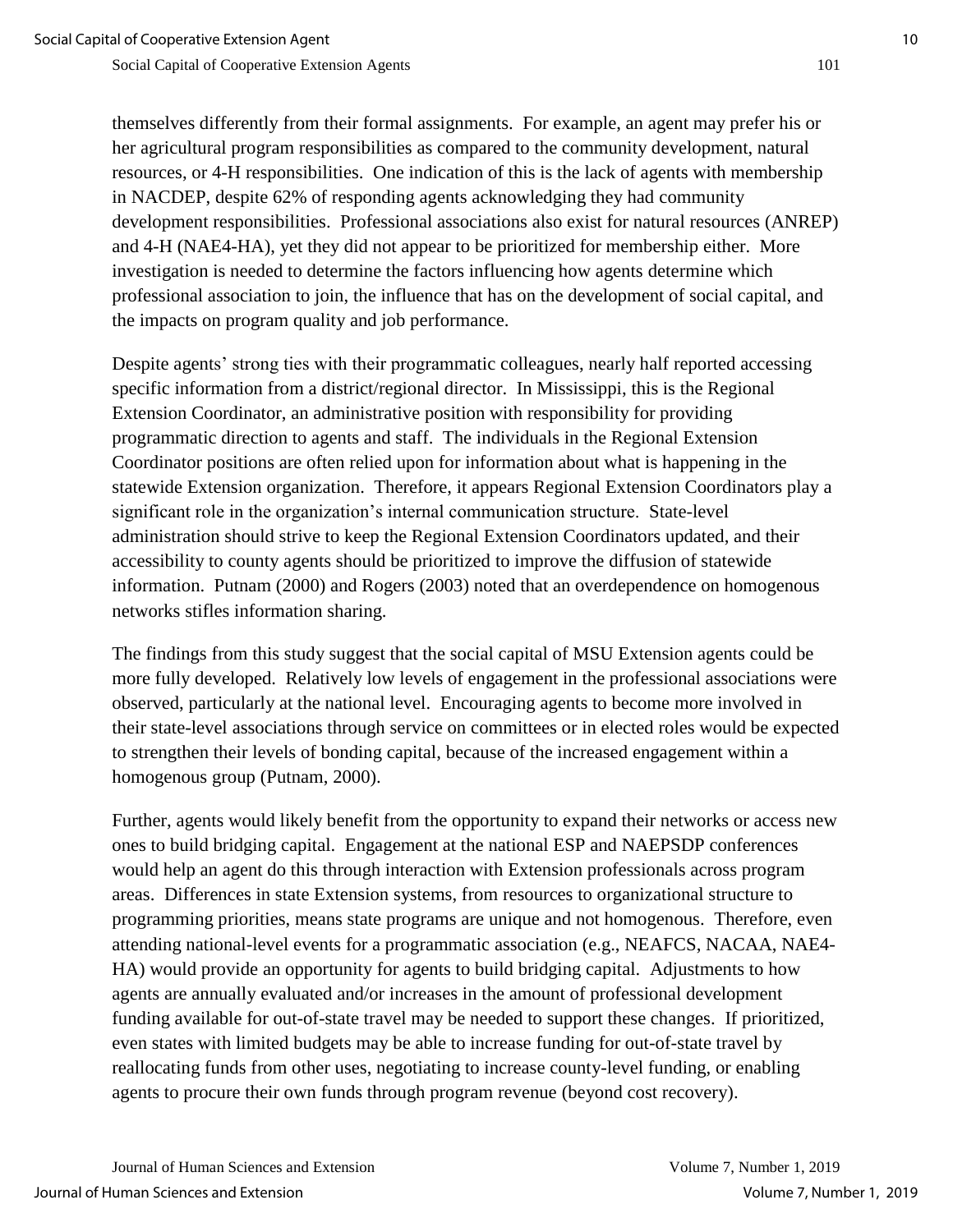themselves differently from their formal assignments. For example, an agent may prefer his or her agricultural program responsibilities as compared to the community development, natural resources, or 4-H responsibilities. One indication of this is the lack of agents with membership in NACDEP, despite 62% of responding agents acknowledging they had community development responsibilities. Professional associations also exist for natural resources (ANREP) and 4-H (NAE4-HA), yet they did not appear to be prioritized for membership either. More investigation is needed to determine the factors influencing how agents determine which professional association to join, the influence that has on the development of social capital, and the impacts on program quality and job performance.

Despite agents' strong ties with their programmatic colleagues, nearly half reported accessing specific information from a district/regional director. In Mississippi, this is the Regional Extension Coordinator, an administrative position with responsibility for providing programmatic direction to agents and staff. The individuals in the Regional Extension Coordinator positions are often relied upon for information about what is happening in the statewide Extension organization. Therefore, it appears Regional Extension Coordinators play a significant role in the organization's internal communication structure. State-level administration should strive to keep the Regional Extension Coordinators updated, and their accessibility to county agents should be prioritized to improve the diffusion of statewide information. Putnam (2000) and Rogers (2003) noted that an overdependence on homogenous networks stifles information sharing.

The findings from this study suggest that the social capital of MSU Extension agents could be more fully developed. Relatively low levels of engagement in the professional associations were observed, particularly at the national level. Encouraging agents to become more involved in their state-level associations through service on committees or in elected roles would be expected to strengthen their levels of bonding capital, because of the increased engagement within a homogenous group (Putnam, 2000).

Further, agents would likely benefit from the opportunity to expand their networks or access new ones to build bridging capital. Engagement at the national ESP and NAEPSDP conferences would help an agent do this through interaction with Extension professionals across program areas. Differences in state Extension systems, from resources to organizational structure to programming priorities, means state programs are unique and not homogenous. Therefore, even attending national-level events for a programmatic association (e.g., NEAFCS, NACAA, NAE4-HA) would provide an opportunity for agents to build bridging capital. Adjustments to how agents are annually evaluated and/or increases in the amount of professional development funding available for out-of-state travel may be needed to support these changes. If prioritized, even states with limited budgets may be able to increase funding for out-of-state travel by reallocating funds from other uses, negotiating to increase county-level funding, or enabling agents to procure their own funds through program revenue (beyond cost recovery).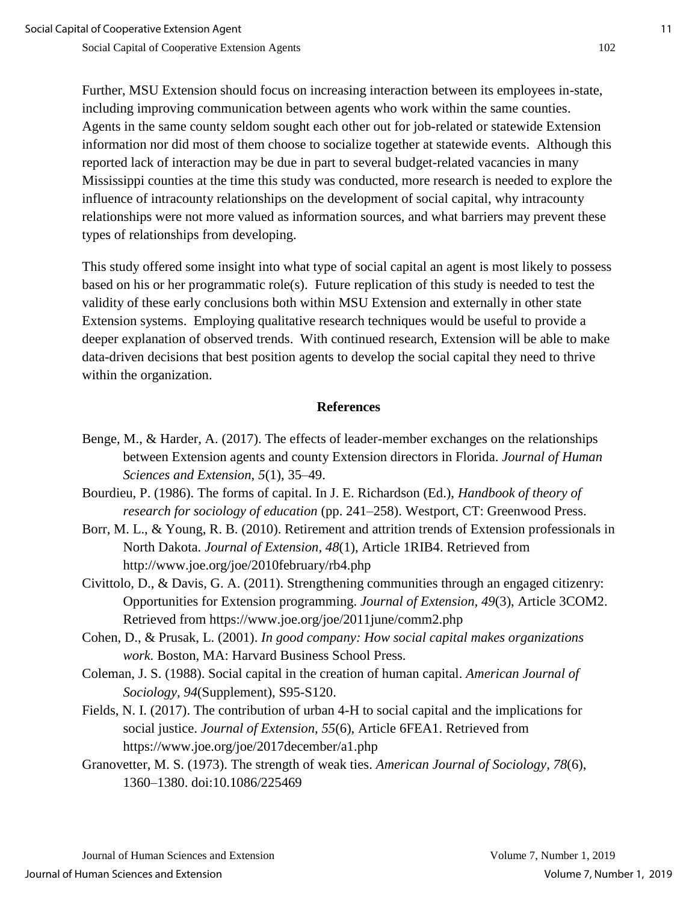Further, MSU Extension should focus on increasing interaction between its employees in-state, including improving communication between agents who work within the same counties. Agents in the same county seldom sought each other out for job-related or statewide Extension information nor did most of them choose to socialize together at statewide events. Although this reported lack of interaction may be due in part to several budget-related vacancies in many Mississippi counties at the time this study was conducted, more research is needed to explore the influence of intracounty relationships on the development of social capital, why intracounty relationships were not more valued as information sources, and what barriers may prevent these types of relationships from developing.

This study offered some insight into what type of social capital an agent is most likely to possess based on his or her programmatic role(s). Future replication of this study is needed to test the validity of these early conclusions both within MSU Extension and externally in other state Extension systems. Employing qualitative research techniques would be useful to provide a deeper explanation of observed trends. With continued research, Extension will be able to make data-driven decisions that best position agents to develop the social capital they need to thrive within the organization.

## References

Benge, M., & Harder, A. (2017). The effects of leader-member exchanges on the relationships between Extension agents and county Extension directors in Florida. *Journal of Human Sciences and Extension, 5*(1), 35–49.

Bourdieu, P. (1986). The forms of capital. In J. E. Richardson (Ed.), *Handbook of theory of research for sociology of education* (pp. 241–258). Westport, CT: Greenwood Press.

Borr, M. L., & Young, R. B. (2010). Retirement and attrition trends of Extension professionals in North Dakota. *Journal of Extension, 48*(1), Article 1RIB4. Retrieved from http://www.joe.org/joe/2010february/rb4.php

Civittolo, D., & Davis, G. A. (2011). Strengthening communities through an engaged citizenry: Opportunities for Extension programming. *Journal of Extension*, *49*(3), Article 3COM2. Retrieved from https://www.joe.org/joe/2011june/comm2.php

Cohen, D., & Prusak, L. (2001). *In good company: How social capital makes organizations work.* Boston, MA: Harvard Business School Press.

Coleman, J. S. (1988). Social capital in the creation of human capital. *American Journal of Sociology*, *94*(Supplement), S95-S120.

Fields, N. I. (2017). The contribution of urban 4-H to social capital and the implications for social justice. *Journal of Extension, 55*(6), Article 6FEA1. Retrieved from https://www.joe.org/joe/2017december/a1.php

Granovetter, M. S. (1973). The strength of weak ties. *American Journal of Sociology*, *78*(6), 1360–1380. doi:10.1086/225469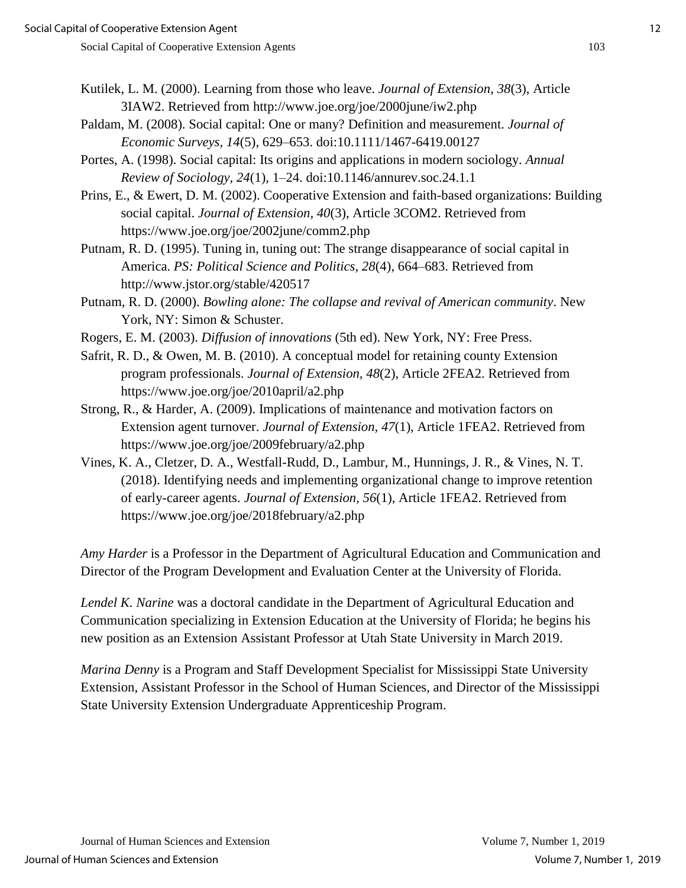Kutilek, L. M. (2000). Learning from those who leave. *Journal of Extension, 38*(3), Article 3IAW2. Retrieved from http://www.joe.org/joe/2000june/iw2.php

Paldam, M. (2008). Social capital: One or many? Definition and measurement. *Journal of Economic Surveys*, *14*(5), 629–653. doi:10.1111/1467-6419.00127

Portes, A. (1998). Social capital: Its origins and applications in modern sociology. *Annual Review of Sociology*, *24*(1), 1–24. doi:10.1146/annurev.soc.24.1.1

Prins, E., & Ewert, D. M. (2002). Cooperative Extension and faith-based organizations: Building social capital. *Journal of Extension*, *40*(3), Article 3COM2. Retrieved from https://www.joe.org/joe/2002june/comm2.php

Putnam, R. D. (1995). Tuning in, tuning out: The strange disappearance of social capital in America. *PS: Political Science and Politics, 28*(4), 664–683. Retrieved from http://www.jstor.org/stable/420517

Putnam, R. D. (2000). *Bowling alone: The collapse and revival of American community*. New York, NY: Simon & Schuster.

Rogers, E. M. (2003). *Diffusion of innovations* (5th ed). New York, NY: Free Press.

Safrit, R. D., & Owen, M. B. (2010). A conceptual model for retaining county Extension program professionals. *Journal of Extension*, *48*(2), Article 2FEA2. Retrieved from https://www.joe.org/joe/2010april/a2.php

Strong, R., & Harder, A. (2009). Implications of maintenance and motivation factors on Extension agent turnover. *Journal of Extension, 47*(1), Article 1FEA2. Retrieved from https://www.joe.org/joe/2009february/a2.php

Vines, K. A., Cletzer, D. A., Westfall-Rudd, D., Lambur, M., Hunnings, J. R., & Vines, N. T. (2018). Identifying needs and implementing organizational change to improve retention of early-career agents. *Journal of Extension*, *56*(1), Article 1FEA2. Retrieved from https://www.joe.org/joe/2018february/a2.php

*Amy Harder* is a Professor in the Department of Agricultural Education and Communication and Director of the Program Development and Evaluation Center at the University of Florida.

*Lendel K. Narine* was a doctoral candidate in the Department of Agricultural Education and Communication specializing in Extension Education at the University of Florida; he begins his new position as an Extension Assistant Professor at Utah State University in March 2019.

*Marina Denny* is a Program and Staff Development Specialist for Mississippi State University Extension, Assistant Professor in the School of Human Sciences, and Director of the Mississippi State University Extension Undergraduate Apprenticeship Program.